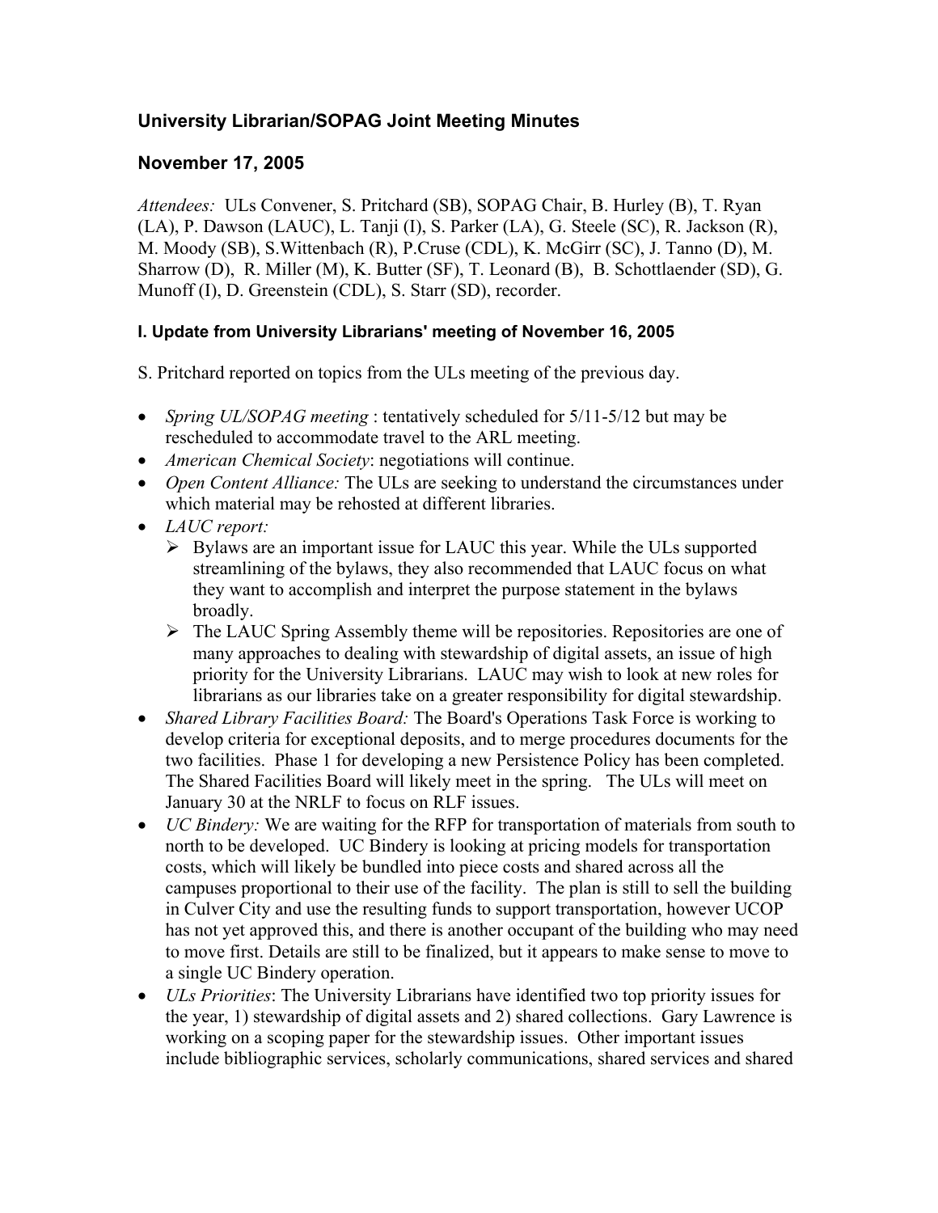# University Librarian/SOPAG Joint Meeting Minutes

## November 17, 2005

*Attendees:* ULs Convener, S. Pritchard (SB), SOPAG Chair, B. Hurley (B), T. Ryan (LA), P. Dawson (LAUC), L. Tanji (I), S. Parker (LA), G. Steele (SC), R. Jackson (R), M. Moody (SB), S.Wittenbach (R), P.Cruse (CDL), K. McGirr (SC), J. Tanno (D), M. Sharrow (D), R. Miller (M), K. Butter (SF), T. Leonard (B), B. Schottlaender (SD), G. Munoff (I), D. Greenstein (CDL), S. Starr (SD), recorder.

#### I. Update from University Librarians' meeting of November 16, 2005

S. Pritchard reported on topics from the ULs meeting of the previous day.

- *Spring UL/SOPAG meeting* : tentatively scheduled for 5/11-5/12 but may be rescheduled to accommodate travel to the ARL meeting.
- *American Chemical Society*: negotiations will continue.
- *Open Content Alliance:* The ULs are seeking to understand the circumstances under which material may be rehosted at different libraries.
- *LAUC report:*
  - Bylaws are an important issue for LAUC this year. While the ULs supported streamlining of the bylaws, they also recommended that LAUC focus on what they want to accomplish and interpret the purpose statement in the bylaws broadly.
  - The LAUC Spring Assembly theme will be repositories. Repositories are one of many approaches to dealing with stewardship of digital assets, an issue of high priority for the University Librarians. LAUC may wish to look at new roles for librarians as our libraries take on a greater responsibility for digital stewardship.
- *Shared Library Facilities Board:* The Board's Operations Task Force is working to develop criteria for exceptional deposits, and to merge procedures documents for the two facilities. Phase 1 for developing a new Persistence Policy has been completed. The Shared Facilities Board will likely meet in the spring. The ULs will meet on January 30 at the NRLF to focus on RLF issues.
- *UC Bindery:* We are waiting for the RFP for transportation of materials from south to north to be developed. UC Bindery is looking at pricing models for transportation costs, which will likely be bundled into piece costs and shared across all the campuses proportional to their use of the facility. The plan is still to sell the building in Culver City and use the resulting funds to support transportation, however UCOP has not yet approved this, and there is another occupant of the building who may need to move first. Details are still to be finalized, but it appears to make sense to move to a single UC Bindery operation.
- *ULs Priorities*: The University Librarians have identified two top priority issues for the year, 1) stewardship of digital assets and 2) shared collections. Gary Lawrence is working on a scoping paper for the stewardship issues. Other important issues include bibliographic services, scholarly communications, shared services and shared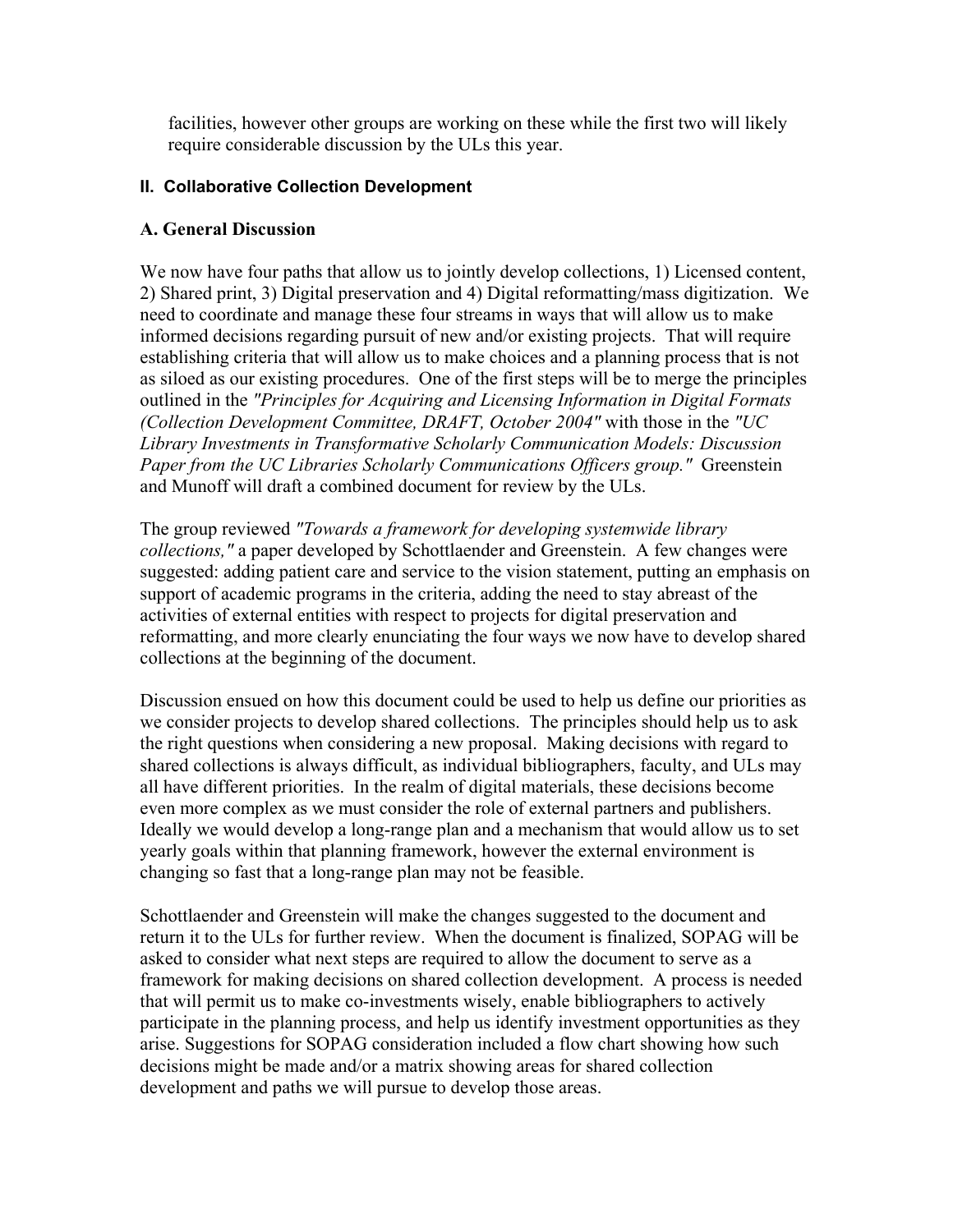facilities, however other groups are working on these while the first two will likely require considerable discussion by the ULs this year.

## II. Collaborative Collection Development

### A. General Discussion

We now have four paths that allow us to jointly develop collections, 1) Licensed content, 2) Shared print, 3) Digital preservation and 4) Digital reformatting/mass digitization. We need to coordinate and manage these four streams in ways that will allow us to make informed decisions regarding pursuit of new and/or existing projects. That will require establishing criteria that will allow us to make choices and a planning process that is not as siloed as our existing procedures. One of the first steps will be to merge the principles outlined in the *"Principles for Acquiring and Licensing Information in Digital Formats (Collection Development Committee, DRAFT, October 2004"* with those in the *"UC Library Investments in Transformative Scholarly Communication Models: Discussion Paper from the UC Libraries Scholarly Communications Officers group."* Greenstein and Munoff will draft a combined document for review by the ULs.

The group reviewed *"Towards a framework for developing systemwide library collections,"* a paper developed by Schottlaender and Greenstein. A few changes were suggested: adding patient care and service to the vision statement, putting an emphasis on support of academic programs in the criteria, adding the need to stay abreast of the activities of external entities with respect to projects for digital preservation and reformatting, and more clearly enunciating the four ways we now have to develop shared collections at the beginning of the document.

Discussion ensued on how this document could be used to help us define our priorities as we consider projects to develop shared collections. The principles should help us to ask the right questions when considering a new proposal. Making decisions with regard to shared collections is always difficult, as individual bibliographers, faculty, and ULs may all have different priorities. In the realm of digital materials, these decisions become even more complex as we must consider the role of external partners and publishers. Ideally we would develop a long-range plan and a mechanism that would allow us to set yearly goals within that planning framework, however the external environment is changing so fast that a long-range plan may not be feasible.

Schottlaender and Greenstein will make the changes suggested to the document and return it to the ULs for further review. When the document is finalized, SOPAG will be asked to consider what next steps are required to allow the document to serve as a framework for making decisions on shared collection development. A process is needed that will permit us to make co-investments wisely, enable bibliographers to actively participate in the planning process, and help us identify investment opportunities as they arise. Suggestions for SOPAG consideration included a flow chart showing how such decisions might be made and/or a matrix showing areas for shared collection development and paths we will pursue to develop those areas.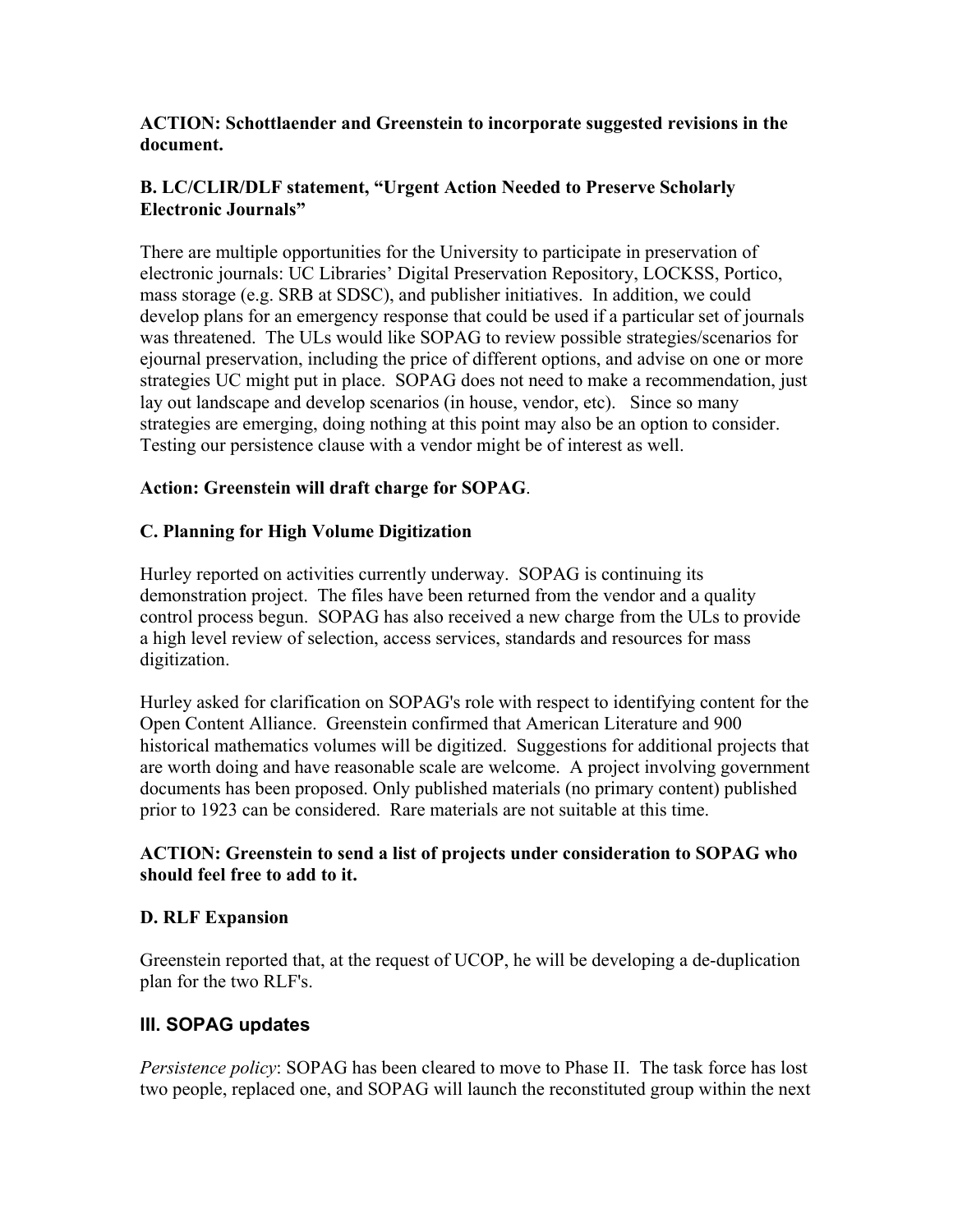**ACTION: Schottlaender and Greenstein to incorporate suggested revisions in the document.**

### B. LC/CLIR/DLF statement, "Urgent Action Needed to Preserve Scholarly Electronic Journals"

There are multiple opportunities for the University to participate in preservation of electronic journals: UC Libraries' Digital Preservation Repository, LOCKSS, Portico, mass storage (e.g. SRB at SDSC), and publisher initiatives. In addition, we could develop plans for an emergency response that could be used if a particular set of journals was threatened. The ULs would like SOPAG to review possible strategies/scenarios for ejournal preservation, including the price of different options, and advise on one or more strategies UC might put in place. SOPAG does not need to make a recommendation, just lay out landscape and develop scenarios (in house, vendor, etc). Since so many strategies are emerging, doing nothing at this point may also be an option to consider. Testing our persistence clause with a vendor might be of interest as well.

**Action: Greenstein will draft charge for SOPAG**.

### C. Planning for High Volume Digitization

Hurley reported on activities currently underway. SOPAG is continuing its demonstration project. The files have been returned from the vendor and a quality control process begun. SOPAG has also received a new charge from the ULs to provide a high level review of selection, access services, standards and resources for mass digitization.

Hurley asked for clarification on SOPAG's role with respect to identifying content for the Open Content Alliance. Greenstein confirmed that American Literature and 900 historical mathematics volumes will be digitized. Suggestions for additional projects that are worth doing and have reasonable scale are welcome. A project involving government documents has been proposed. Only published materials (no primary content) published prior to 1923 can be considered. Rare materials are not suitable at this time.

**ACTION: Greenstein to send a list of projects under consideration to SOPAG who should feel free to add to it.**

### D. RLF Expansion

Greenstein reported that, at the request of UCOP, he will be developing a de-duplication plan for the two RLF's.

## III. SOPAG updates

*Persistence policy*: SOPAG has been cleared to move to Phase II. The task force has lost two people, replaced one, and SOPAG will launch the reconstituted group within the next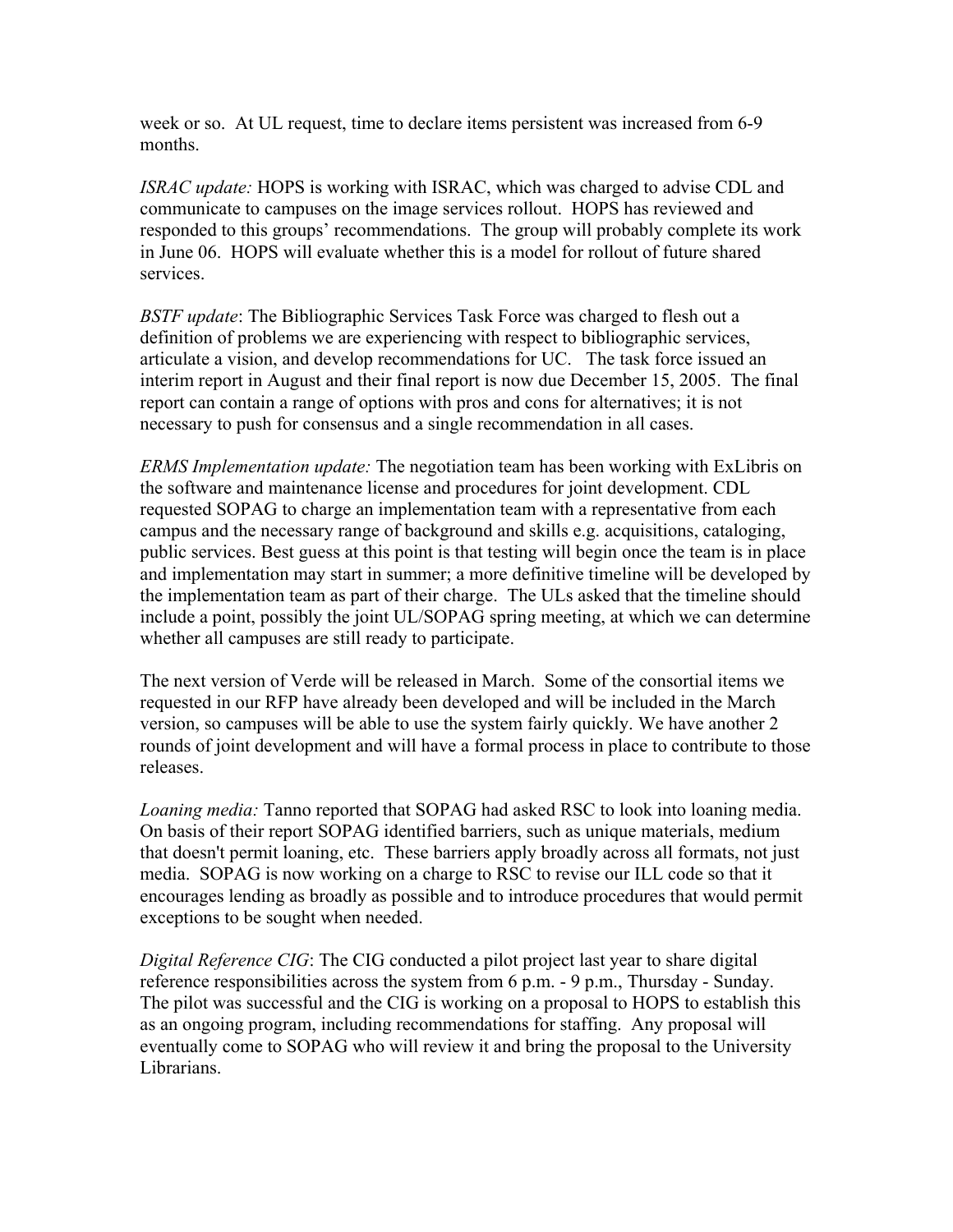week or so. At UL request, time to declare items persistent was increased from 6-9 months.

*ISRAC update:* HOPS is working with ISRAC, which was charged to advise CDL and communicate to campuses on the image services rollout. HOPS has reviewed and responded to this groups' recommendations. The group will probably complete its work in June 06. HOPS will evaluate whether this is a model for rollout of future shared services.

*BSTF update*: The Bibliographic Services Task Force was charged to flesh out a definition of problems we are experiencing with respect to bibliographic services, articulate a vision, and develop recommendations for UC. The task force issued an interim report in August and their final report is now due December 15, 2005. The final report can contain a range of options with pros and cons for alternatives; it is not necessary to push for consensus and a single recommendation in all cases.

*ERMS Implementation update:* The negotiation team has been working with ExLibris on the software and maintenance license and procedures for joint development. CDL requested SOPAG to charge an implementation team with a representative from each campus and the necessary range of background and skills e.g. acquisitions, cataloging, public services. Best guess at this point is that testing will begin once the team is in place and implementation may start in summer; a more definitive timeline will be developed by the implementation team as part of their charge. The ULs asked that the timeline should include a point, possibly the joint UL/SOPAG spring meeting, at which we can determine whether all campuses are still ready to participate.

The next version of Verde will be released in March. Some of the consortial items we requested in our RFP have already been developed and will be included in the March version, so campuses will be able to use the system fairly quickly. We have another 2 rounds of joint development and will have a formal process in place to contribute to those releases.

*Loaning media:* Tanno reported that SOPAG had asked RSC to look into loaning media. On basis of their report SOPAG identified barriers, such as unique materials, medium that doesn't permit loaning, etc. These barriers apply broadly across all formats, not just media. SOPAG is now working on a charge to RSC to revise our ILL code so that it encourages lending as broadly as possible and to introduce procedures that would permit exceptions to be sought when needed.

*Digital Reference CIG*: The CIG conducted a pilot project last year to share digital reference responsibilities across the system from 6 p.m. - 9 p.m., Thursday - Sunday. The pilot was successful and the CIG is working on a proposal to HOPS to establish this as an ongoing program, including recommendations for staffing. Any proposal will eventually come to SOPAG who will review it and bring the proposal to the University Librarians.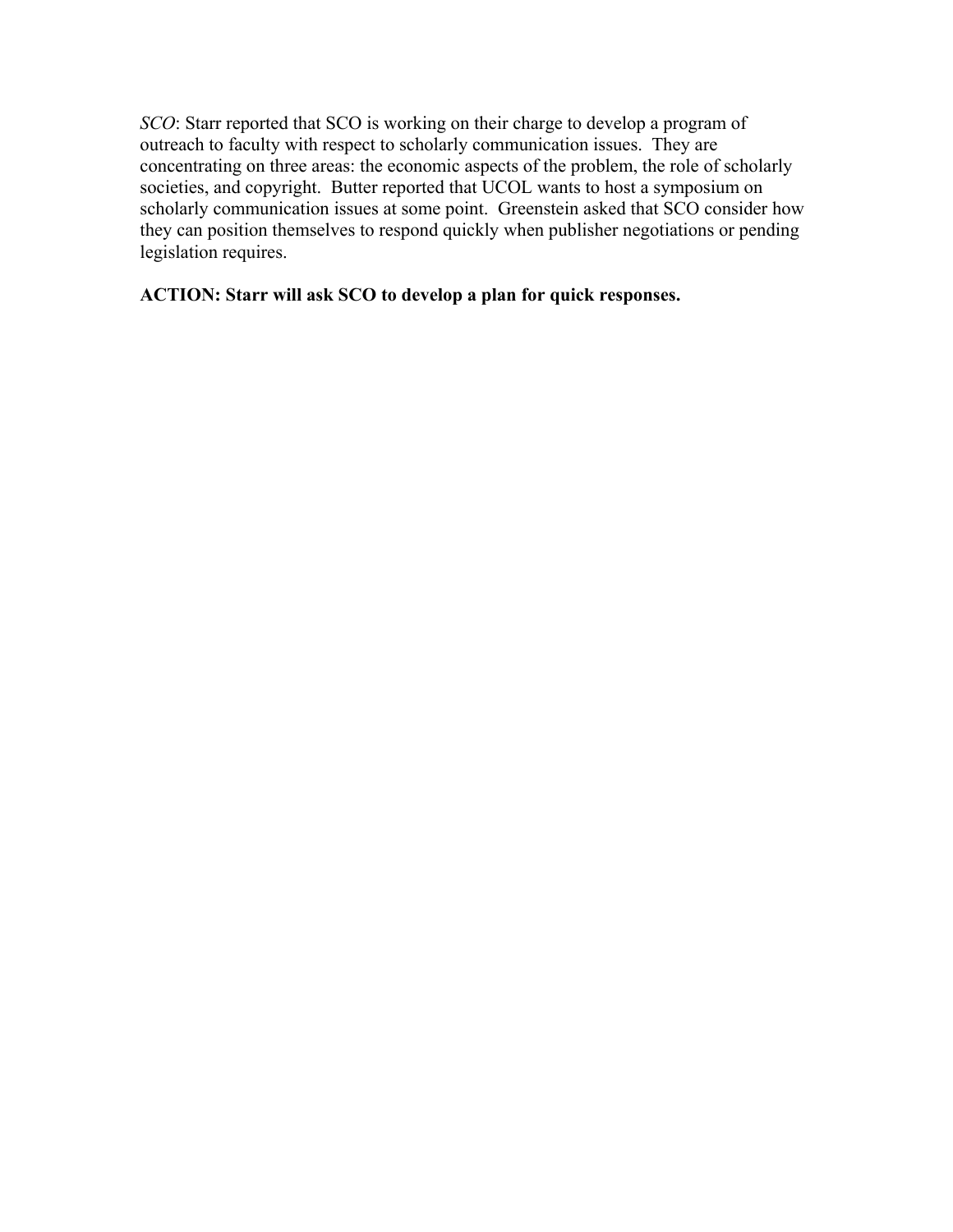*SCO*: Starr reported that SCO is working on their charge to develop a program of outreach to faculty with respect to scholarly communication issues. They are concentrating on three areas: the economic aspects of the problem, the role of scholarly societies, and copyright. Butter reported that UCOL wants to host a symposium on scholarly communication issues at some point. Greenstein asked that SCO consider how they can position themselves to respond quickly when publisher negotiations or pending legislation requires.

**ACTION: Starr will ask SCO to develop a plan for quick responses.**